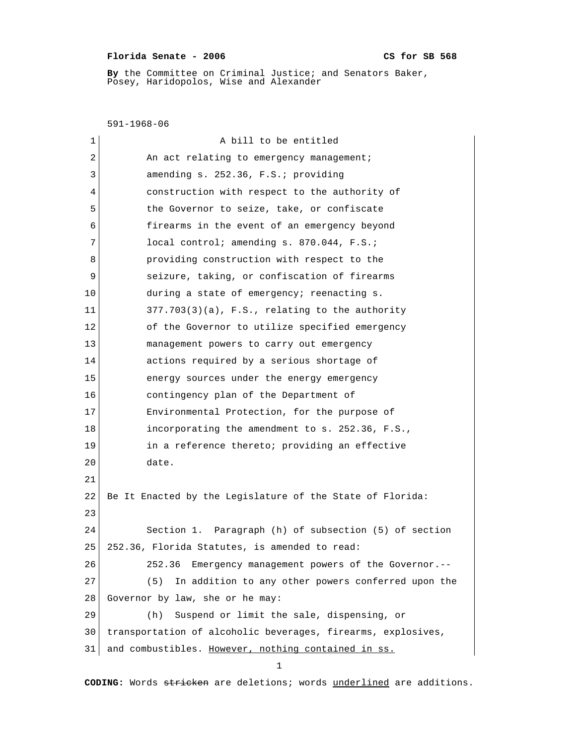**Florida Senate - 2006** **CS for SB 568**

**By** the Committee on Criminal Justice; and Senators Baker, Posey, Haridopolos, Wise and Alexander

591-1968-06

A bill to be entitled

An act relating to emergency management; amending s. 252.36, F.S.; providing construction with respect to the authority of the Governor to seize, take, or confiscate firearms in the event of an emergency beyond local control; amending s. 870.044, F.S.; providing construction with respect to the seizure, taking, or confiscation of firearms during a state of emergency; reenacting s. 377.703(3)(a), F.S., relating to the authority of the Governor to utilize specified emergency management powers to carry out emergency actions required by a serious shortage of energy sources under the energy emergency contingency plan of the Department of Environmental Protection, for the purpose of incorporating the amendment to s. 252.36, F.S., in a reference thereto; providing an effective date.

Be It Enacted by the Legislature of the State of Florida:

Section 1. Paragraph (h) of subsection (5) of section 252.36, Florida Statutes, is amended to read:

252.36 Emergency management powers of the Governor.--

(5) In addition to any other powers conferred upon the Governor by law, she or he may:

(h) Suspend or limit the sale, dispensing, or transportation of alcoholic beverages, firearms, explosives, and combustibles. <u>However, nothing contained in ss.</u>

**CODING:** Words ~~stricken~~ are deletions; words <u>underlined</u> are additions.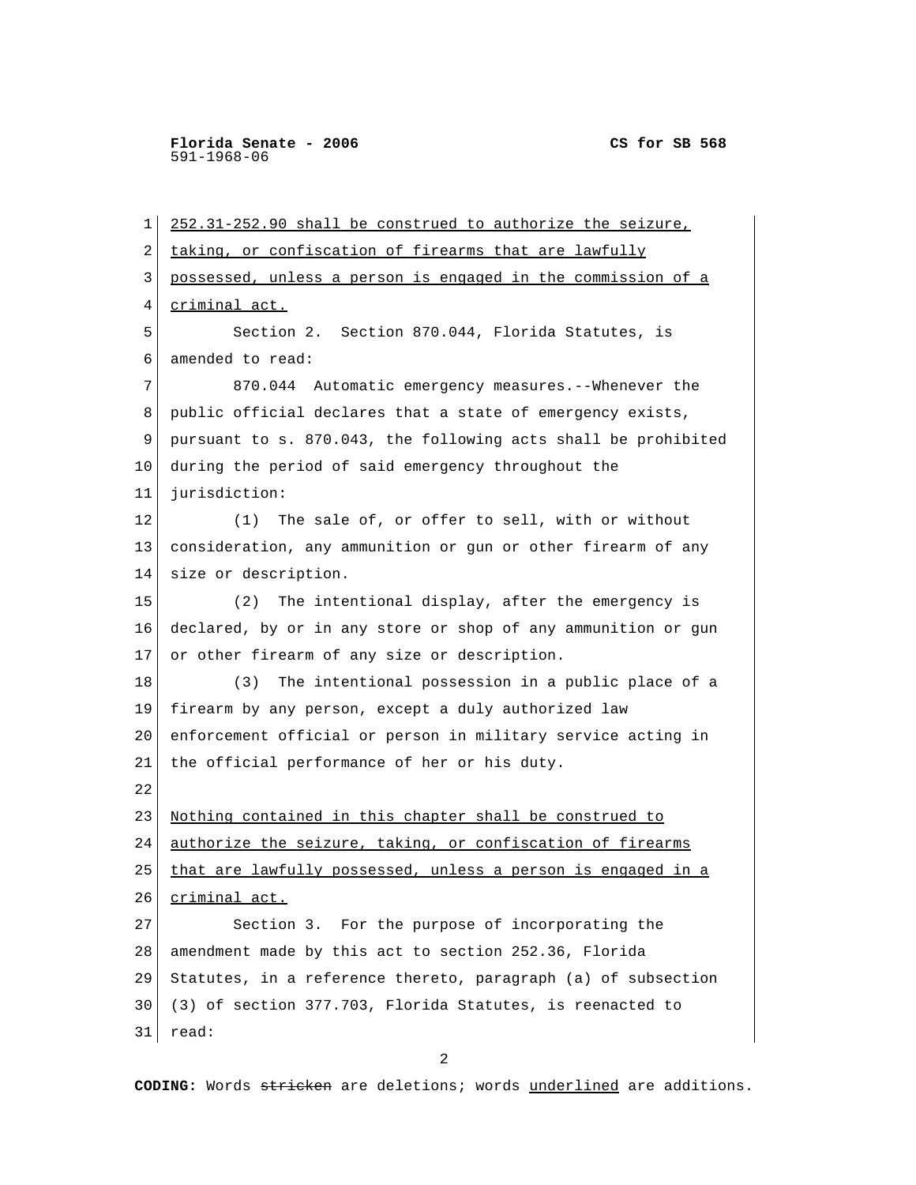252.31-252.90 shall be construed to authorize the seizure, taking, or confiscation of firearms that are lawfully possessed, unless a person is engaged in the commission of a criminal act.

Section 2. Section 870.044, Florida Statutes, is amended to read:

870.044 Automatic emergency measures.--Whenever the public official declares that a state of emergency exists, pursuant to s. 870.043, the following acts shall be prohibited during the period of said emergency throughout the jurisdiction:

(1) The sale of, or offer to sell, with or without consideration, any ammunition or gun or other firearm of any size or description.

(2) The intentional display, after the emergency is declared, by or in any store or shop of any ammunition or gun or other firearm of any size or description.

(3) The intentional possession in a public place of a firearm by any person, except a duly authorized law enforcement official or person in military service acting in the official performance of her or his duty.

Nothing contained in this chapter shall be construed to authorize the seizure, taking, or confiscation of firearms that are lawfully possessed, unless a person is engaged in a criminal act.

Section 3. For the purpose of incorporating the amendment made by this act to section 252.36, Florida Statutes, in a reference thereto, paragraph (a) of subsection (3) of section 377.703, Florida Statutes, is reenacted to read:

**CODING:** Words ~~stricken~~ are deletions; words underlined are additions.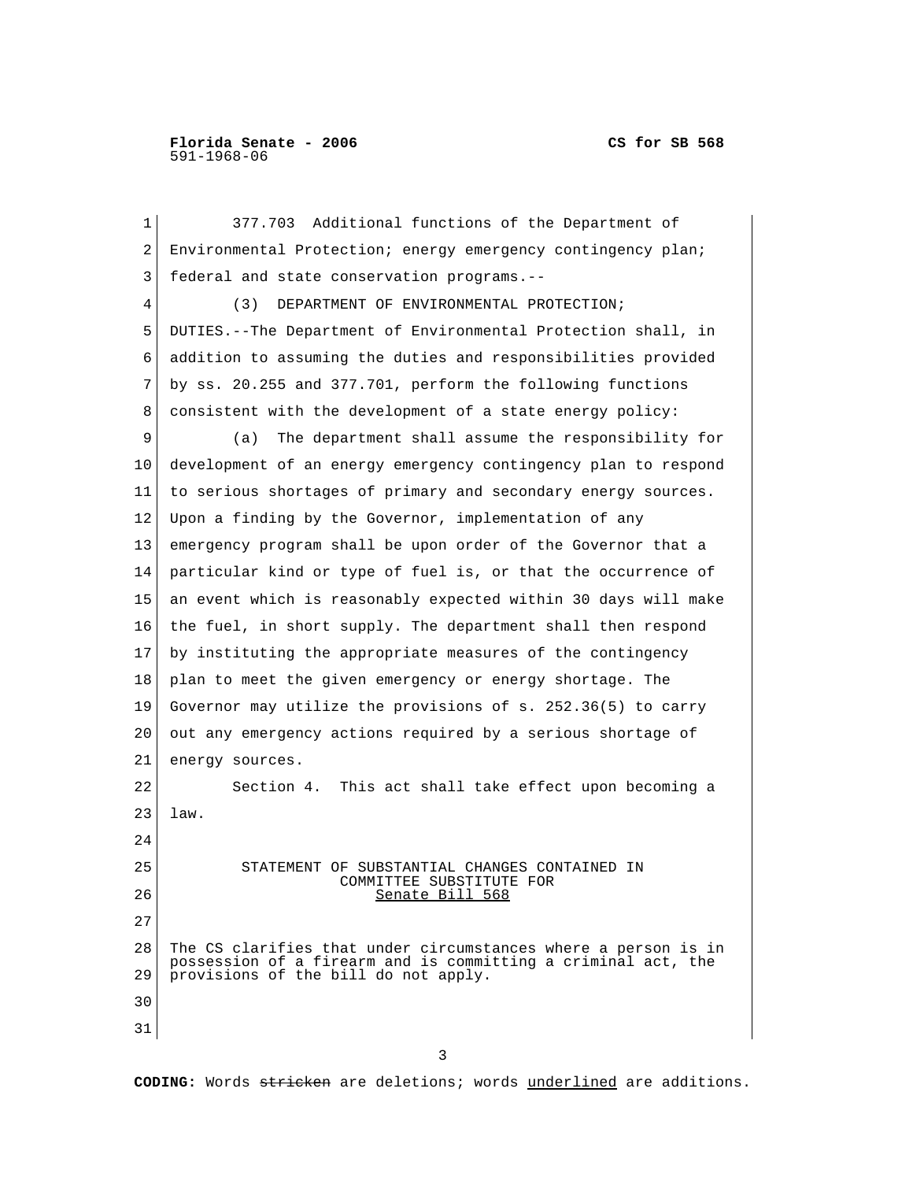377.703 Additional functions of the Department of Environmental Protection; energy emergency contingency plan; federal and state conservation programs.--

(3) DEPARTMENT OF ENVIRONMENTAL PROTECTION; DUTIES.--The Department of Environmental Protection shall, in addition to assuming the duties and responsibilities provided by ss. 20.255 and 377.701, perform the following functions consistent with the development of a state energy policy:

(a) The department shall assume the responsibility for development of an energy emergency contingency plan to respond to serious shortages of primary and secondary energy sources. Upon a finding by the Governor, implementation of any emergency program shall be upon order of the Governor that a particular kind or type of fuel is, or that the occurrence of an event which is reasonably expected within 30 days will make the fuel, in short supply. The department shall then respond by instituting the appropriate measures of the contingency plan to meet the given emergency or energy shortage. The Governor may utilize the provisions of s. 252.36(5) to carry out any emergency actions required by a serious shortage of energy sources.

Section 4. This act shall take effect upon becoming a law.

STATEMENT OF SUBSTANTIAL CHANGES CONTAINED IN COMMITTEE SUBSTITUTE FOR <u>Senate Bill 568</u>

The CS clarifies that under circumstances where a person is in possession of a firearm and is committing a criminal act, the provisions of the bill do not apply.

**CODING:** Words ~~stricken~~ are deletions; words <u>underlined</u> are additions.